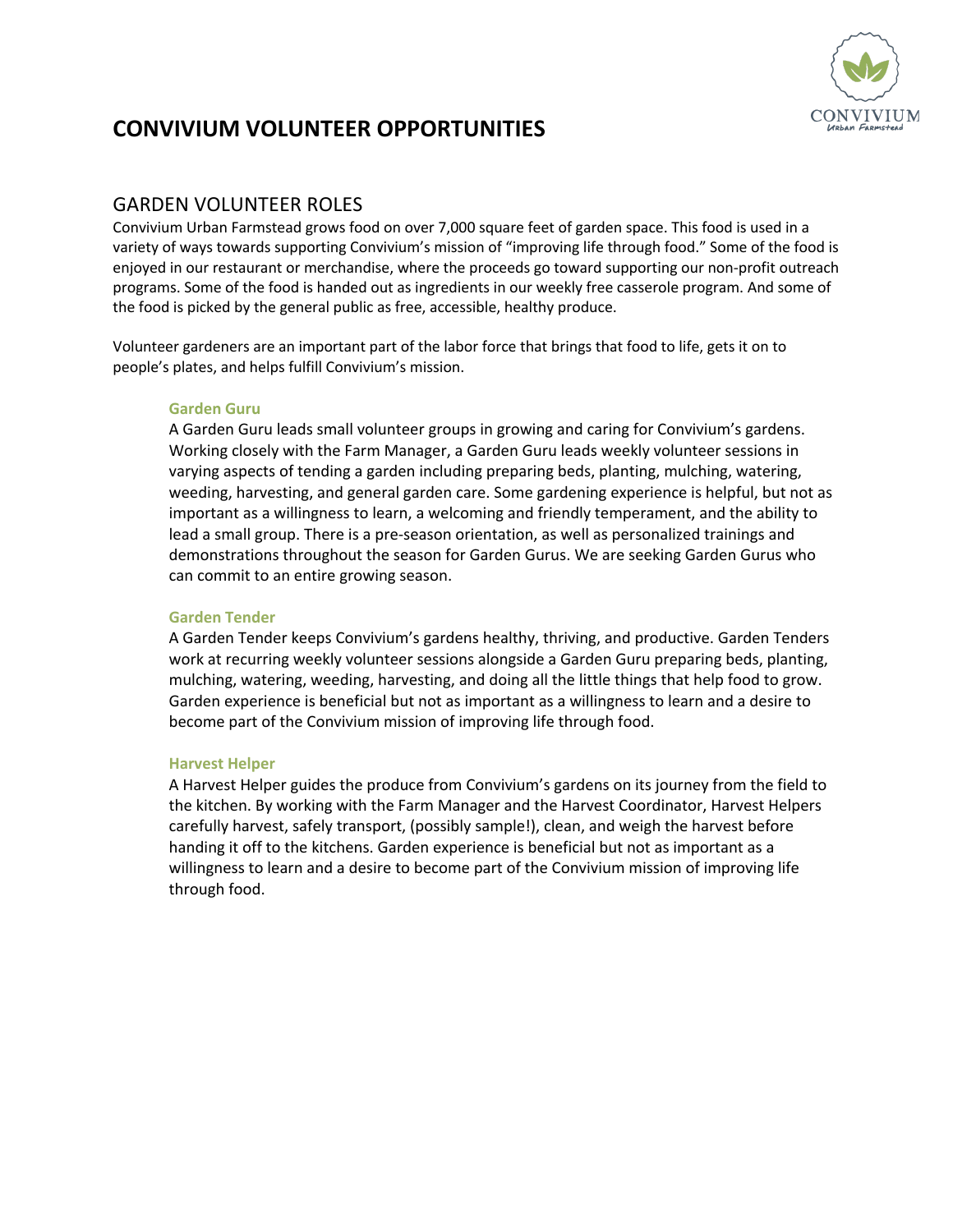# CONVIVIUM VOLUNTEER OPPORTUNITIES

## GARDEN VOLUNTEER ROLES

Convivium Urban Farmstead grows food on over 7,000 square feet of garden space. This food is used in a variety of ways towards supporting Convivium's mission of "improving life through food." Some of the food is enjoyed in our restaurant or merchandise, where the proceeds go toward supporting our non-profit outreach programs. Some of the food is handed out as ingredients in our weekly free casserole program. And some of the food is picked by the general public as free, accessible, healthy produce.

Volunteer gardeners are an important part of the labor force that brings that food to life, gets it on to people's plates, and helps fulfill Convivium's mission.

### Garden Guru

A Garden Guru leads small volunteer groups in growing and caring for Convivium's gardens. Working closely with the Farm Manager, a Garden Guru leads weekly volunteer sessions in varying aspects of tending a garden including preparing beds, planting, mulching, watering, weeding, harvesting, and general garden care. Some gardening experience is helpful, but not as important as a willingness to learn, a welcoming and friendly temperament, and the ability to lead a small group. There is a pre-season orientation, as well as personalized trainings and demonstrations throughout the season for Garden Gurus. We are seeking Garden Gurus who can commit to an entire growing season.

### Garden Tender

A Garden Tender keeps Convivium's gardens healthy, thriving, and productive. Garden Tenders work at recurring weekly volunteer sessions alongside a Garden Guru preparing beds, planting, mulching, watering, weeding, harvesting, and doing all the little things that help food to grow. Garden experience is beneficial but not as important as a willingness to learn and a desire to become part of the Convivium mission of improving life through food.

### Harvest Helper

A Harvest Helper guides the produce from Convivium's gardens on its journey from the field to the kitchen. By working with the Farm Manager and the Harvest Coordinator, Harvest Helpers carefully harvest, safely transport, (possibly sample!), clean, and weigh the harvest before handing it off to the kitchens. Garden experience is beneficial but not as important as a willingness to learn and a desire to become part of the Convivium mission of improving life through food.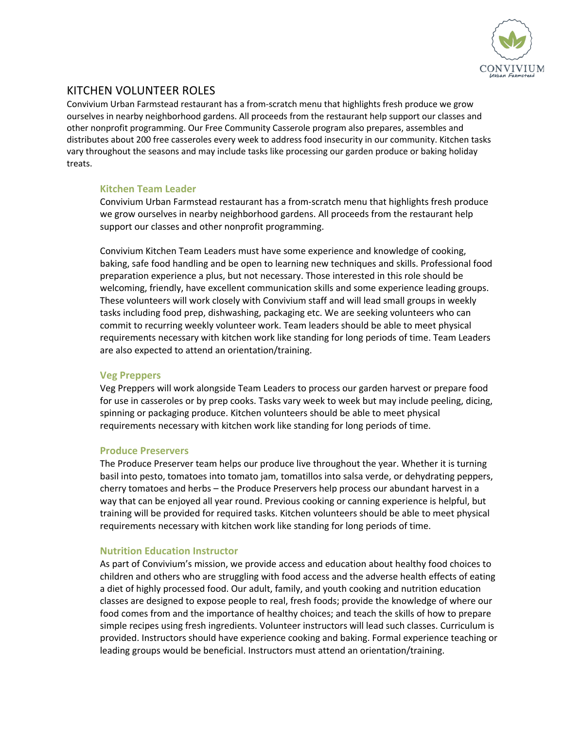# KITCHEN VOLUNTEER ROLES

Convivium Urban Farmstead restaurant has a from-scratch menu that highlights fresh produce we grow ourselves in nearby neighborhood gardens. All proceeds from the restaurant help support our classes and other nonprofit programming. Our Free Community Casserole program also prepares, assembles and distributes about 200 free casseroles every week to address food insecurity in our community. Kitchen tasks vary throughout the seasons and may include tasks like processing our garden produce or baking holiday treats.

## Kitchen Team Leader

Convivium Urban Farmstead restaurant has a from-scratch menu that highlights fresh produce we grow ourselves in nearby neighborhood gardens. All proceeds from the restaurant help support our classes and other nonprofit programming.

Convivium Kitchen Team Leaders must have some experience and knowledge of cooking, baking, safe food handling and be open to learning new techniques and skills. Professional food preparation experience a plus, but not necessary. Those interested in this role should be welcoming, friendly, have excellent communication skills and some experience leading groups. These volunteers will work closely with Convivium staff and will lead small groups in weekly tasks including food prep, dishwashing, packaging etc. We are seeking volunteers who can commit to recurring weekly volunteer work. Team leaders should be able to meet physical requirements necessary with kitchen work like standing for long periods of time. Team Leaders are also expected to attend an orientation/training.

## Veg Preppers

Veg Preppers will work alongside Team Leaders to process our garden harvest or prepare food for use in casseroles or by prep cooks. Tasks vary week to week but may include peeling, dicing, spinning or packaging produce. Kitchen volunteers should be able to meet physical requirements necessary with kitchen work like standing for long periods of time.

## Produce Preservers

The Produce Preserver team helps our produce live throughout the year. Whether it is turning basil into pesto, tomatoes into tomato jam, tomatillos into salsa verde, or dehydrating peppers, cherry tomatoes and herbs – the Produce Preservers help process our abundant harvest in a way that can be enjoyed all year round. Previous cooking or canning experience is helpful, but training will be provided for required tasks. Kitchen volunteers should be able to meet physical requirements necessary with kitchen work like standing for long periods of time.

## Nutrition Education Instructor

As part of Convivium's mission, we provide access and education about healthy food choices to children and others who are struggling with food access and the adverse health effects of eating a diet of highly processed food. Our adult, family, and youth cooking and nutrition education classes are designed to expose people to real, fresh foods; provide the knowledge of where our food comes from and the importance of healthy choices; and teach the skills of how to prepare simple recipes using fresh ingredients. Volunteer instructors will lead such classes. Curriculum is provided. Instructors should have experience cooking and baking. Formal experience teaching or leading groups would be beneficial. Instructors must attend an orientation/training.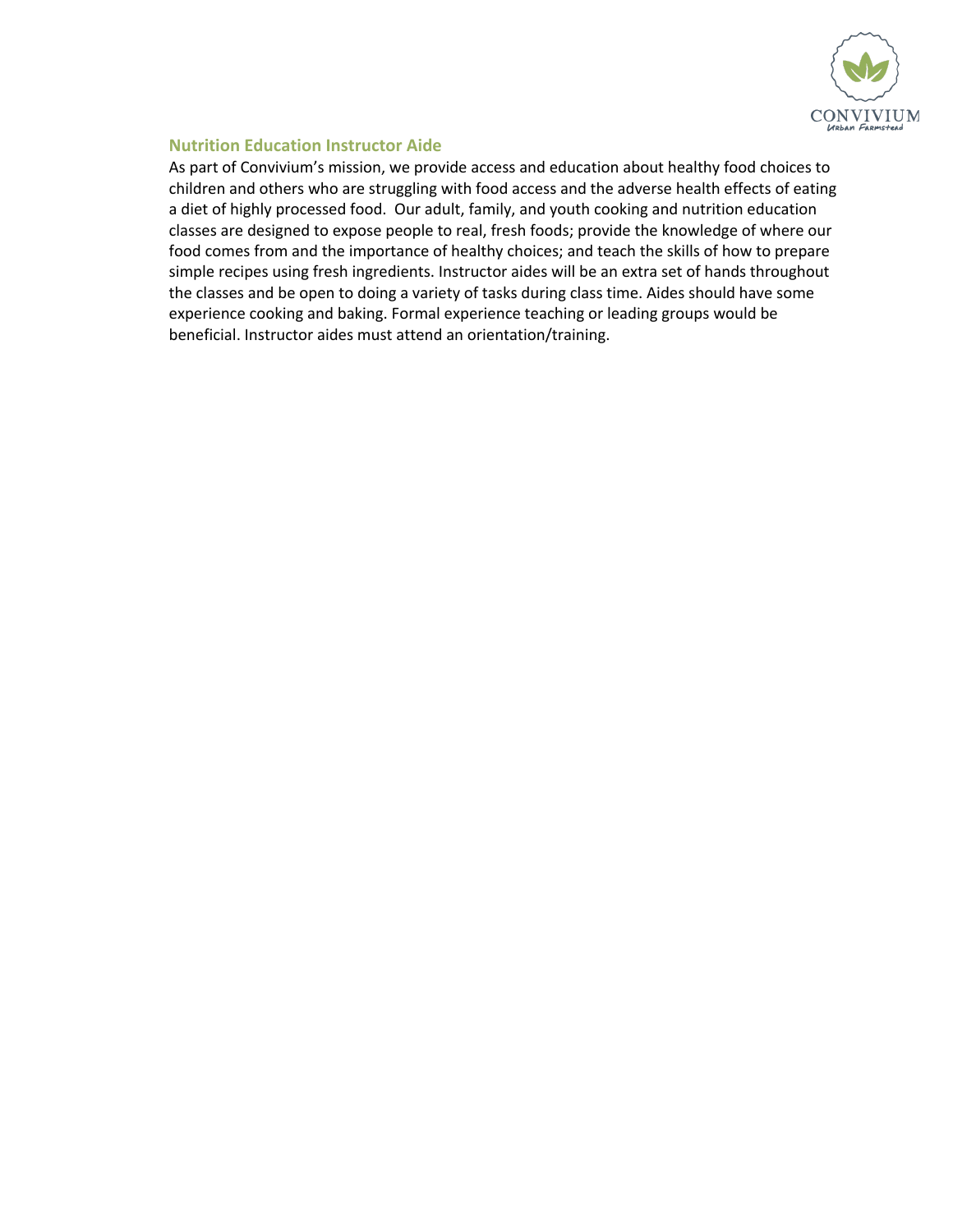## Nutrition Education Instructor Aide

As part of Convivium's mission, we provide access and education about healthy food choices to children and others who are struggling with food access and the adverse health effects of eating a diet of highly processed food. Our adult, family, and youth cooking and nutrition education classes are designed to expose people to real, fresh foods; provide the knowledge of where our food comes from and the importance of healthy choices; and teach the skills of how to prepare simple recipes using fresh ingredients. Instructor aides will be an extra set of hands throughout the classes and be open to doing a variety of tasks during class time. Aides should have some experience cooking and baking. Formal experience teaching or leading groups would be beneficial. Instructor aides must attend an orientation/training.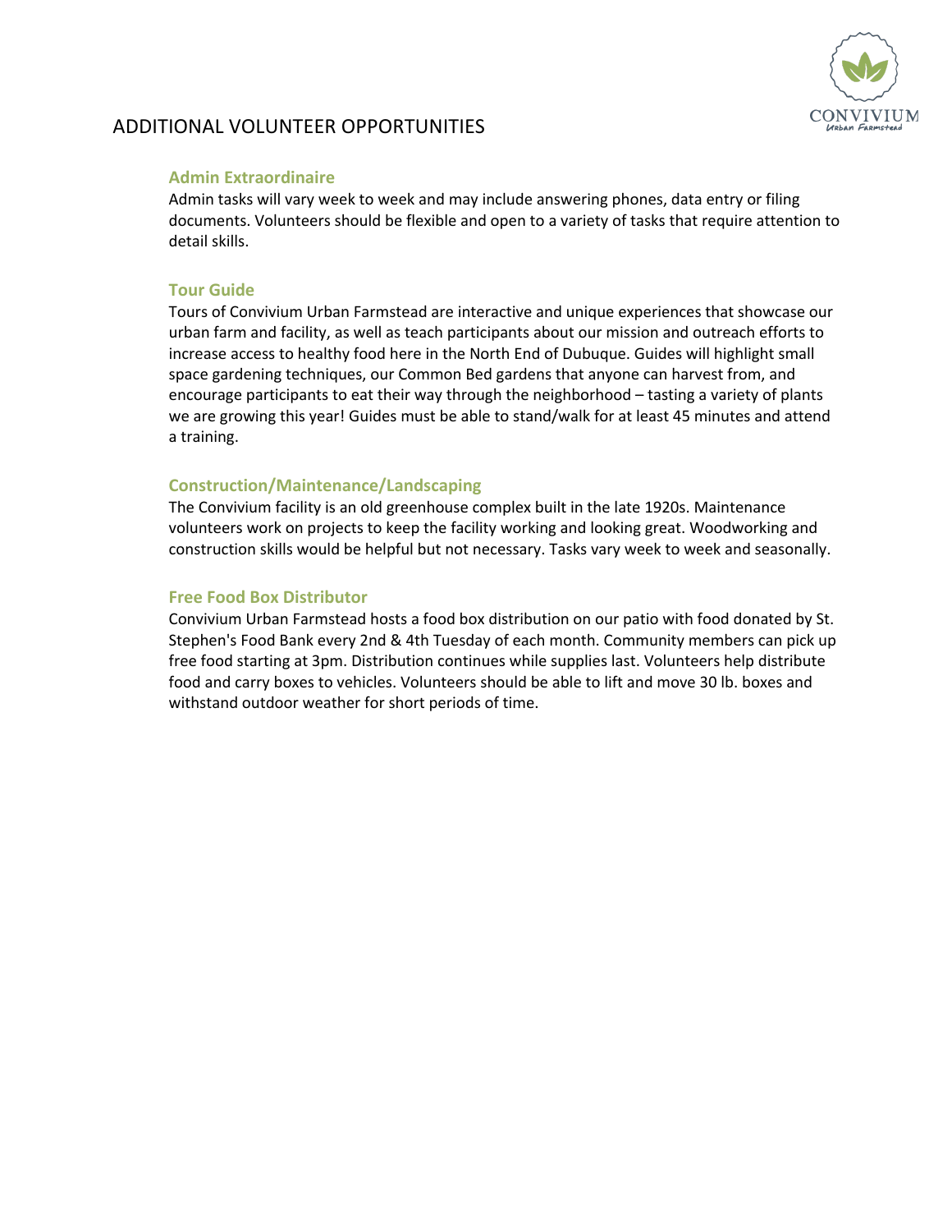# ADDITIONAL VOLUNTEER OPPORTUNITIES

### Admin Extraordinaire

Admin tasks will vary week to week and may include answering phones, data entry or filing documents. Volunteers should be flexible and open to a variety of tasks that require attention to detail skills.

### Tour Guide

Tours of Convivium Urban Farmstead are interactive and unique experiences that showcase our urban farm and facility, as well as teach participants about our mission and outreach efforts to increase access to healthy food here in the North End of Dubuque. Guides will highlight small space gardening techniques, our Common Bed gardens that anyone can harvest from, and encourage participants to eat their way through the neighborhood – tasting a variety of plants we are growing this year! Guides must be able to stand/walk for at least 45 minutes and attend a training.

### Construction/Maintenance/Landscaping

The Convivium facility is an old greenhouse complex built in the late 1920s. Maintenance volunteers work on projects to keep the facility working and looking great. Woodworking and construction skills would be helpful but not necessary. Tasks vary week to week and seasonally.

### Free Food Box Distributor

Convivium Urban Farmstead hosts a food box distribution on our patio with food donated by St. Stephen's Food Bank every 2nd & 4th Tuesday of each month. Community members can pick up free food starting at 3pm. Distribution continues while supplies last. Volunteers help distribute food and carry boxes to vehicles. Volunteers should be able to lift and move 30 lb. boxes and withstand outdoor weather for short periods of time.